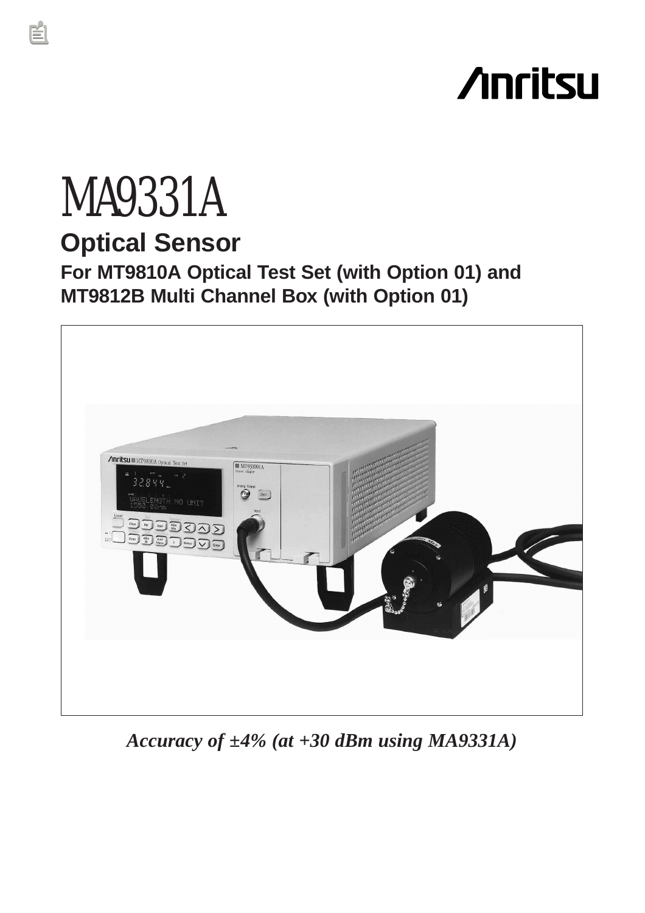Anritsu

# MA9331A

## Optical Sensor

### For MT9810A Optical Test Set (with Option 01) and MT9812B Multi Channel Box (with Option 01)

*Accuracy of ±4% (at +30 dBm using MA9331A)*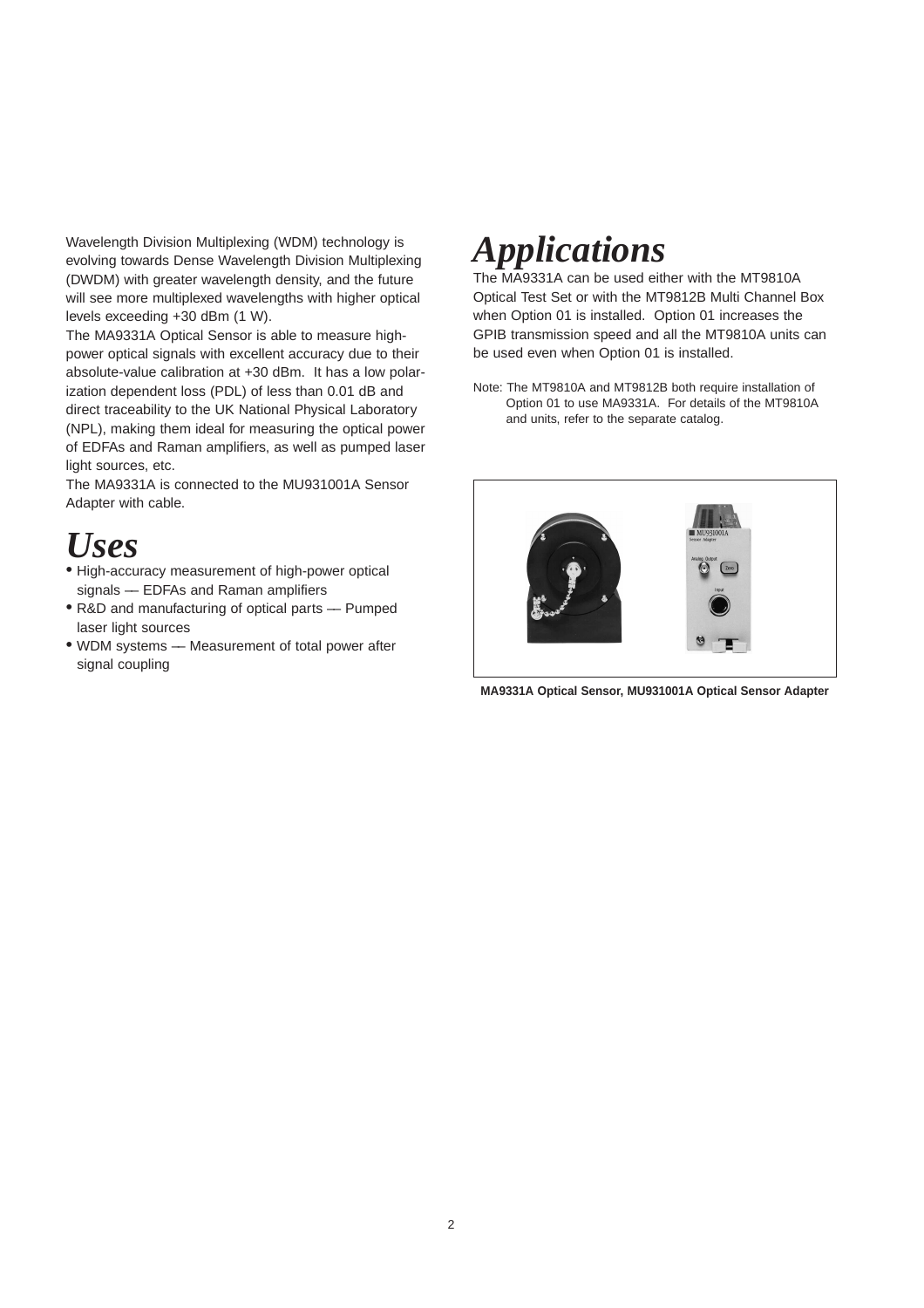Wavelength Division Multiplexing (WDM) technology is evolving towards Dense Wavelength Division Multiplexing (DWDM) with greater wavelength density, and the future will see more multiplexed wavelengths with higher optical levels exceeding +30 dBm (1 W).

The MA9331A Optical Sensor is able to measure high-power optical signals with excellent accuracy due to their absolute-value calibration at +30 dBm. It has a low polarization dependent loss (PDL) of less than 0.01 dB and direct traceability to the UK National Physical Laboratory (NPL), making them ideal for measuring the optical power of EDFAs and Raman amplifiers, as well as pumped laser light sources, etc.

The MA9331A is connected to the MU931001A Sensor Adapter with cable.

# *Uses*

- High-accuracy measurement of high-power optical signals — EDFAs and Raman amplifiers
- R&D and manufacturing of optical parts — Pumped laser light sources
- WDM systems — Measurement of total power after signal coupling

# *Applications*

The MA9331A can be used either with the MT9810A Optical Test Set or with the MT9812B Multi Channel Box when Option 01 is installed. Option 01 increases the GPIB transmission speed and all the MT9810A units can be used even when Option 01 is installed.

Note: The MT9810A and MT9812B both require installation of Option 01 to use MA9331A. For details of the MT9810A and units, refer to the separate catalog.

**MA9331A Optical Sensor, MU931001A Optical Sensor Adapter**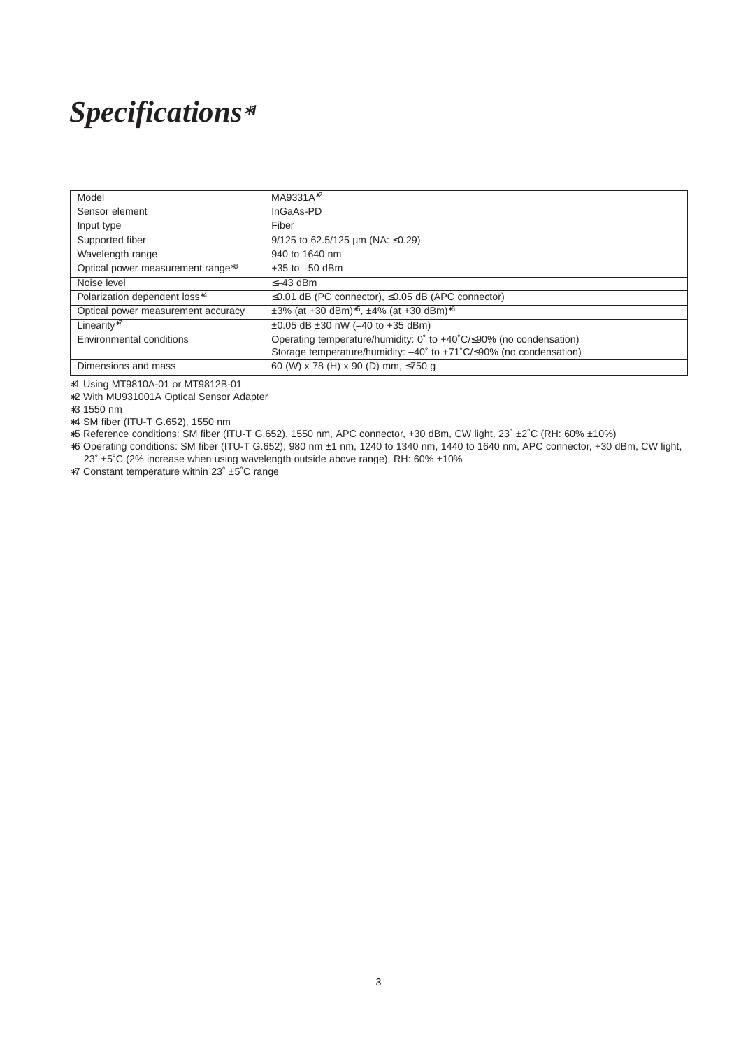# *Specifications*[*1]

| Model | MA9331A[*2] |
|---|---|
| Sensor element | InGaAs-PD |
| Input type | Fiber |
| Supported fiber | 9/125 to 62.5/125 µm (NA: ≤0.29) |
| Wavelength range | 940 to 1640 nm |
| Optical power measurement range[*3] | +35 to –50 dBm |
| Noise level | ≤–43 dBm |
| Polarization dependent loss[*4] | ≤0.01 dB (PC connector), ≤0.05 dB (APC connector) |
| Optical power measurement accuracy | ±3% (at +30 dBm)[*5], ±4% (at +30 dBm)[*6] |
| Linearity[*7] | ±0.05 dB ±30 nW (–40 to +35 dBm) |
| Environmental conditions | Operating temperature/humidity: 0˚ to +40˚C/≤90% (no condensation)<br>Storage temperature/humidity: –40˚ to +71˚C/≤90% (no condensation) |
| Dimensions and mass | 60 (W) x 78 (H) x 90 (D) mm, ≤750 g |

*1 Using MT9810A-01 or MT9812B-01

*2 With MU931001A Optical Sensor Adapter

*3 1550 nm

*4 SM fiber (ITU-T G.652), 1550 nm

*5 Reference conditions: SM fiber (ITU-T G.652), 1550 nm, APC connector, +30 dBm, CW light, 23˚ ±2˚C (RH: 60% ±10%)

*6 Operating conditions: SM fiber (ITU-T G.652), 980 nm ±1 nm, 1240 to 1340 nm, 1440 to 1640 nm, APC connector, +30 dBm, CW light, 23˚ ±5˚C (2% increase when using wavelength outside above range), RH: 60% ±10%

*7 Constant temperature within 23˚ ±5˚C range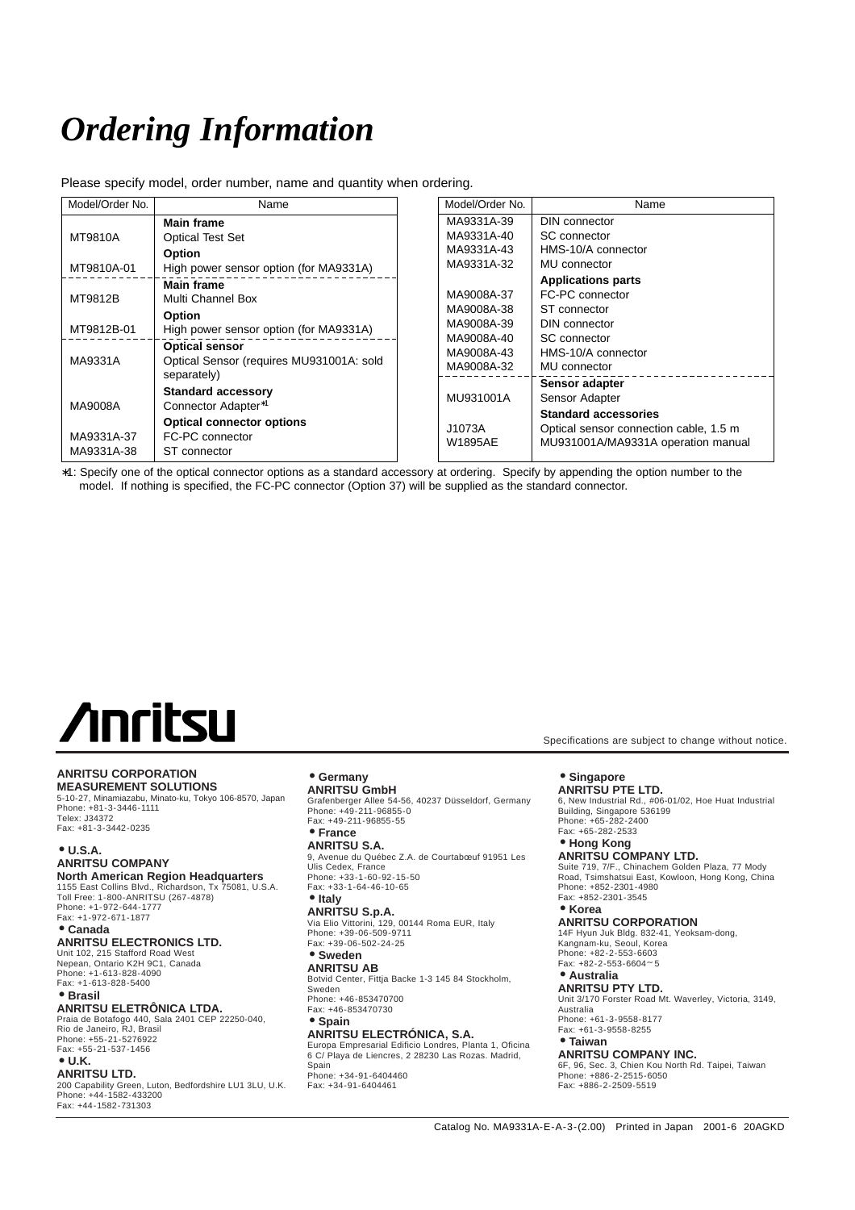# *Ordering Information*

Please specify model, order number, name and quantity when ordering.

| Model/Order No. | Name |
|---|---|
| | **Main frame** |
| MT9810A | Optical Test Set |
| | **Option** |
| MT9810A-01 | High power sensor option (for MA9331A) |
| | **Main frame** |
| MT9812B | Multi Channel Box |
| | **Option** |
| MT9812B-01 | High power sensor option (for MA9331A) |
| | **Optical sensor** |
| MA9331A | Optical Sensor (requires MU931001A: sold separately) |
| | **Standard accessory** |
| MA9008A | Connector Adapter*1 |
| | **Optical connector options** |
| MA9331A-37 | FC-PC connector |
| MA9331A-38 | ST connector |
| MA9331A-39 | DIN connector |
| MA9331A-40 | SC connector |
| MA9331A-43 | HMS-10/A connector |
| MA9331A-32 | MU connector |
| | **Applications parts** |
| MA9008A-37 | FC-PC connector |
| MA9008A-38 | ST connector |
| MA9008A-39 | DIN connector |
| MA9008A-40 | SC connector |
| MA9008A-43 | HMS-10/A connector |
| MA9008A-32 | MU connector |
| | **Sensor adapter** |
| MU931001A | Sensor Adapter |
| | **Standard accessories** |
| J1073A | Optical sensor connection cable, 1.5 m |
| W1895AE | MU931001A/MA9331A operation manual |

*1: Specify one of the optical connector options as a standard accessory at ordering. Specify by appending the option number to the model. If nothing is specified, the FC-PC connector (Option 37) will be supplied as the standard connector.

**Anritsu**

Specifications are subject to change without notice.

**ANRITSU CORPORATION**
**MEASUREMENT SOLUTIONS**
5-10-27, Minamiazabu, Minato-ku, Tokyo 106-8570, Japan
Phone: +81-3-3446-1111
Telex: J34372
Fax: +81-3-3442-0235

• **U.S.A.**
**ANRITSU COMPANY**
**North American Region Headquarters**
1155 East Collins Blvd., Richardson, Tx 75081, U.S.A.
Toll Free: 1-800-ANRITSU (267-4878)
Phone: +1-972-644-1777
Fax: +1-972-671-1877

• **Canada**
**ANRITSU ELECTRONICS LTD.**
Unit 102, 215 Stafford Road West
Nepean, Ontario K2H 9C1, Canada
Phone: +1-613-828-4090
Fax: +1-613-828-5400

• **Brasil**
**ANRITSU ELETRÔNICA LTDA.**
Praia de Botafogo 440, Sala 2401 CEP 22250-040,
Rio de Janeiro, RJ, Brasil
Phone: +55-21-5276922
Fax: +55-21-537-1456

• **U.K.**
**ANRITSU LTD.**
200 Capability Green, Luton, Bedfordshire LU1 3LU, U.K.
Phone: +44-1582-433200
Fax: +44-1582-731303

• **Germany**
**ANRITSU GmbH**
Grafenberger Allee 54-56, 40237 Düsseldorf, Germany
Phone: +49-211-96855-0
Fax: +49-211-96855-55

• **France**
**ANRITSU S.A.**
9, Avenue du Québec Z.A. de Courtabœuf 91951 Les Ulis Cedex, France
Phone: +33-1-60-92-15-50
Fax: +33-1-64-46-10-65

• **Italy**
**ANRITSU S.p.A.**
Via Elio Vittorini, 129, 00144 Roma EUR, Italy
Phone: +39-06-509-9711
Fax: +39-06-502-24-25

• **Sweden**
**ANRITSU AB**
Botvid Center, Fittja Backe 1-3 145 84 Stockholm, Sweden
Phone: +46-853470700
Fax: +46-853470730

• **Spain**
**ANRITSU ELECTRÓNICA, S.A.**
Europa Empresarial Edificio Londres, Planta 1, Oficina 6 C/ Playa de Liencres, 2 28230 Las Rozas. Madrid, Spain
Phone: +34-91-6404460
Fax: +34-91-6404461

• **Singapore**
**ANRITSU PTE LTD.**
6, New Industrial Rd., #06-01/02, Hoe Huat Industrial Building, Singapore 536199
Phone: +65-282-2400
Fax: +65-282-2533

• **Hong Kong**
**ANRITSU COMPANY LTD.**
Suite 719, 7/F., Chinachem Golden Plaza, 77 Mody Road, Tsimshatsui East, Kowloon, Hong Kong, China
Phone: +852-2301-4980
Fax: +852-2301-3545

• **Korea**
**ANRITSU CORPORATION**
14F Hyun Juk Bldg. 832-41, Yeoksam-dong, Kangnam-ku, Seoul, Korea
Phone: +82-2-553-6603
Fax: +82-2-553-6604~5

• **Australia**
**ANRITSU PTY LTD.**
Unit 3/170 Forster Road Mt. Waverley, Victoria, 3149, Australia
Phone: +61-3-9558-8177
Fax: +61-3-9558-8255

• **Taiwan**
**ANRITSU COMPANY INC.**
6F, 96, Sec. 3, Chien Kou North Rd. Taipei, Taiwan
Phone: +886-2-2515-6050
Fax: +886-2-2509-5519

Catalog No. MA9331A-E-A-3-(2.00) Printed in Japan 2001-6 20AGKD